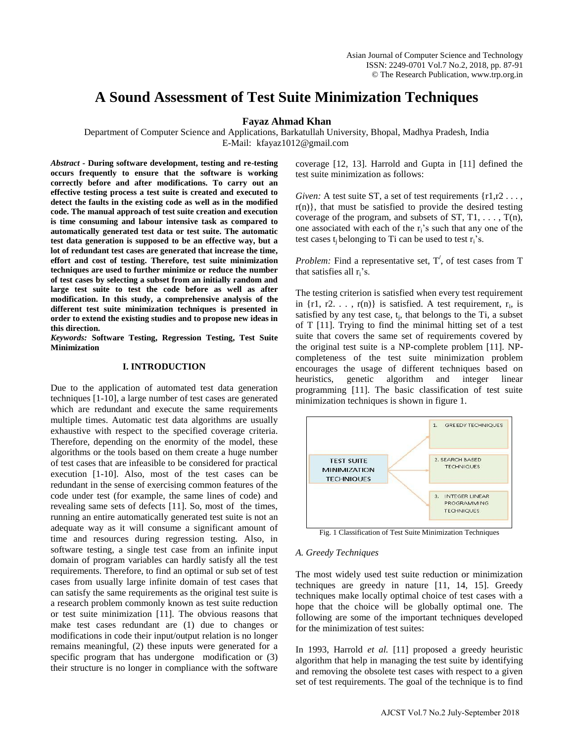# A Sound Assessment of Test Suite Minimization Techniques

**Fayaz Ahmad Khan**

Department of Computer Science and Applications, Barkatullah University, Bhopal, Madhya Pradesh, India
E-Mail: kfayaz1012@gmail.com

***Abstract*** - **During software development, testing and re-testing occurs frequently to ensure that the software is working correctly before and after modifications. To carry out an effective testing process a test suite is created and executed to detect the faults in the existing code as well as in the modified code. The manual approach of test suite creation and execution is time consuming and labour intensive task as compared to automatically generated test data or test suite. The automatic test data generation is supposed to be an effective way, but a lot of redundant test cases are generated that increase the time, effort and cost of testing. Therefore, test suite minimization techniques are used to further minimize or reduce the number of test cases by selecting a subset from an initially random and large test suite to test the code before as well as after modification. In this study, a comprehensive analysis of the different test suite minimization techniques is presented in order to extend the existing studies and to propose new ideas in this direction.**

***Keywords:*** **Software Testing, Regression Testing, Test Suite Minimization**

## I. INTRODUCTION

Due to the application of automated test data generation techniques [1-10], a large number of test cases are generated which are redundant and execute the same requirements multiple times. Automatic test data algorithms are usually exhaustive with respect to the specified coverage criteria. Therefore, depending on the enormity of the model, these algorithms or the tools based on them create a huge number of test cases that are infeasible to be considered for practical execution [1-10]. Also, most of the test cases can be redundant in the sense of exercising common features of the code under test (for example, the same lines of code) and revealing same sets of defects [11]. So, most of the times, running an entire automatically generated test suite is not an adequate way as it will consume a significant amount of time and resources during regression testing. Also, in software testing, a single test case from an infinite input domain of program variables can hardly satisfy all the test requirements. Therefore, to find an optimal or sub set of test cases from usually large infinite domain of test cases that can satisfy the same requirements as the original test suite is a research problem commonly known as test suite reduction or test suite minimization [11]. The obvious reasons that make test cases redundant are (1) due to changes or modifications in code their input/output relation is no longer remains meaningful, (2) these inputs were generated for a specific program that has undergone modification or (3) their structure is no longer in compliance with the software coverage [12, 13]. Harrold and Gupta in [11] defined the test suite minimization as follows:

*Given:* A test suite ST, a set of test requirements {r1,r2 . . . , r(n)}, that must be satisfied to provide the desired testing coverage of the program, and subsets of ST, T1, . . . , T(n), one associated with each of the $r_i$'s such that any one of the test cases $t_j$ belonging to Ti can be used to test $r_i$'s.

*Problem:* Find a representative set, $T'$, of test cases from T that satisfies all $r_i$'s.

The testing criterion is satisfied when every test requirement in {r1, r2. . . , r(n)} is satisfied. A test requirement, $r_i$, is satisfied by any test case, $t_j$, that belongs to the Ti, a subset of T [11]. Trying to find the minimal hitting set of a test suite that covers the same set of requirements covered by the original test suite is a NP-complete problem [11]. NP-completeness of the test suite minimization problem encourages the usage of different techniques based on heuristics, genetic algorithm and integer linear programming [11]. The basic classification of test suite minimization techniques is shown in figure 1.

TEST SUITE MINIMIZATION TECHNIQUES → 1. GREEDY TECHNIQUES; 2. SEARCH BASED TECHNIQUES; 3. INTEGER LINEAR PROGRAMMING TECHNIQUES

Fig. 1 Classification of Test Suite Minimization Techniques

### *A. Greedy Techniques*

The most widely used test suite reduction or minimization techniques are greedy in nature [11, 14, 15]. Greedy techniques make locally optimal choice of test cases with a hope that the choice will be globally optimal one. The following are some of the important techniques developed for the minimization of test suites:

In 1993, Harrold *et al.* [11] proposed a greedy heuristic algorithm that help in managing the test suite by identifying and removing the obsolete test cases with respect to a given set of test requirements. The goal of the technique is to find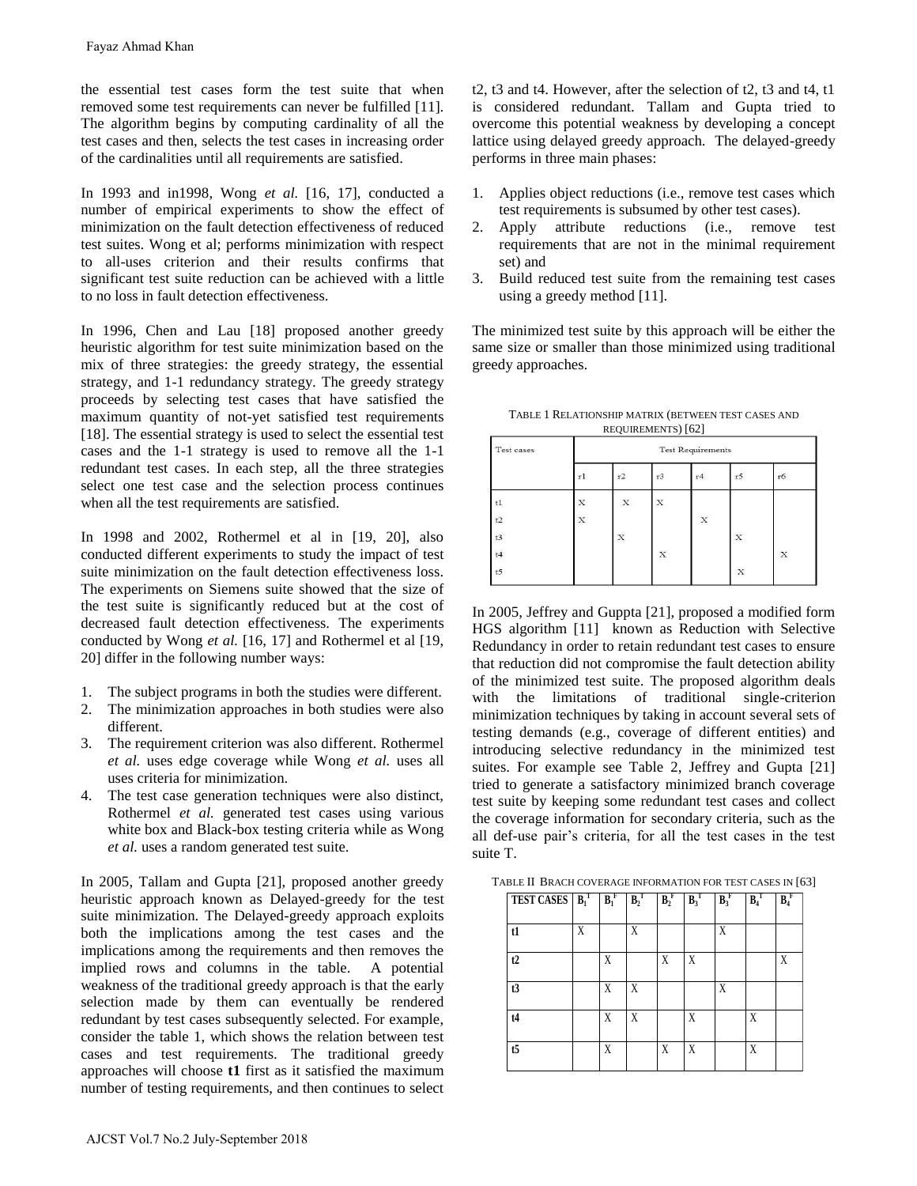the essential test cases form the test suite that when removed some test requirements can never be fulfilled [11]. The algorithm begins by computing cardinality of all the test cases and then, selects the test cases in increasing order of the cardinalities until all requirements are satisfied.

In 1993 and in1998, Wong *et al.* [16, 17], conducted a number of empirical experiments to show the effect of minimization on the fault detection effectiveness of reduced test suites. Wong et al; performs minimization with respect to all-uses criterion and their results confirms that significant test suite reduction can be achieved with a little to no loss in fault detection effectiveness.

In 1996, Chen and Lau [18] proposed another greedy heuristic algorithm for test suite minimization based on the mix of three strategies: the greedy strategy, the essential strategy, and 1-1 redundancy strategy. The greedy strategy proceeds by selecting test cases that have satisfied the maximum quantity of not-yet satisfied test requirements [18]. The essential strategy is used to select the essential test cases and the 1-1 strategy is used to remove all the 1-1 redundant test cases. In each step, all the three strategies select one test case and the selection process continues when all the test requirements are satisfied.

In 1998 and 2002, Rothermel et al in [19, 20], also conducted different experiments to study the impact of test suite minimization on the fault detection effectiveness loss. The experiments on Siemens suite showed that the size of the test suite is significantly reduced but at the cost of decreased fault detection effectiveness. The experiments conducted by Wong *et al.* [16, 17] and Rothermel et al [19, 20] differ in the following number ways:

1. The subject programs in both the studies were different.
2. The minimization approaches in both studies were also different.
3. The requirement criterion was also different. Rothermel *et al.* uses edge coverage while Wong *et al.* uses all uses criteria for minimization.
4. The test case generation techniques were also distinct, Rothermel *et al.* generated test cases using various white box and Black-box testing criteria while as Wong *et al.* uses a random generated test suite.

In 2005, Tallam and Gupta [21], proposed another greedy heuristic approach known as Delayed-greedy for the test suite minimization. The Delayed-greedy approach exploits both the implications among the test cases and the implications among the requirements and then removes the implied rows and columns in the table. A potential weakness of the traditional greedy approach is that the early selection made by them can eventually be rendered redundant by test cases subsequently selected. For example, consider the table 1, which shows the relation between test cases and test requirements. The traditional greedy approaches will choose **t1** first as it satisfied the maximum number of testing requirements, and then continues to select t2, t3 and t4. However, after the selection of t2, t3 and t4, t1 is considered redundant. Tallam and Gupta tried to overcome this potential weakness by developing a concept lattice using delayed greedy approach. The delayed-greedy performs in three main phases:

1. Applies object reductions (i.e., remove test cases which test requirements is subsumed by other test cases).
2. Apply attribute reductions (i.e., remove test requirements that are not in the minimal requirement set) and
3. Build reduced test suite from the remaining test cases using a greedy method [11].

The minimized test suite by this approach will be either the same size or smaller than those minimized using traditional greedy approaches.

TABLE 1 RELATIONSHIP MATRIX (BETWEEN TEST CASES AND REQUIREMENTS) [62]

| Test cases | Test Requirements | | | | | |
|---|---|---|---|---|---|---|
| | r1 | r2 | r3 | r4 | r5 | r6 |
| t1 | X | X | X | | | |
| t2 | X | | | X | | |
| t3 | | X | | | X | |
| t4 | | | X | | | X |
| t5 | | | | | X | |

In 2005, Jeffrey and Guppta [21], proposed a modified form HGS algorithm [11] known as Reduction with Selective Redundancy in order to retain redundant test cases to ensure that reduction did not compromise the fault detection ability of the minimized test suite. The proposed algorithm deals with the limitations of traditional single-criterion minimization techniques by taking in account several sets of testing demands (e.g., coverage of different entities) and introducing selective redundancy in the minimized test suites. For example see Table 2, Jeffrey and Gupta [21] tried to generate a satisfactory minimized branch coverage test suite by keeping some redundant test cases and collect the coverage information for secondary criteria, such as the all def-use pair's criteria, for all the test cases in the test suite T.

TABLE II BRACH COVERAGE INFORMATION FOR TEST CASES IN [63]

| TEST CASES | $B_1^T$ | $B_1^F$ | $B_2^T$ | $B_2^F$ | $B_3^T$ | $B_3^F$ | $B_4^T$ | $B_4^F$ |
|---|---|---|---|---|---|---|---|---|
| t1 | X | | X | | | X | | |
| t2 | | X | | X | X | | | X |
| t3 | | X | X | | | X | | |
| t4 | | X | X | | X | | X | |
| t5 | | X | | X | X | | X | |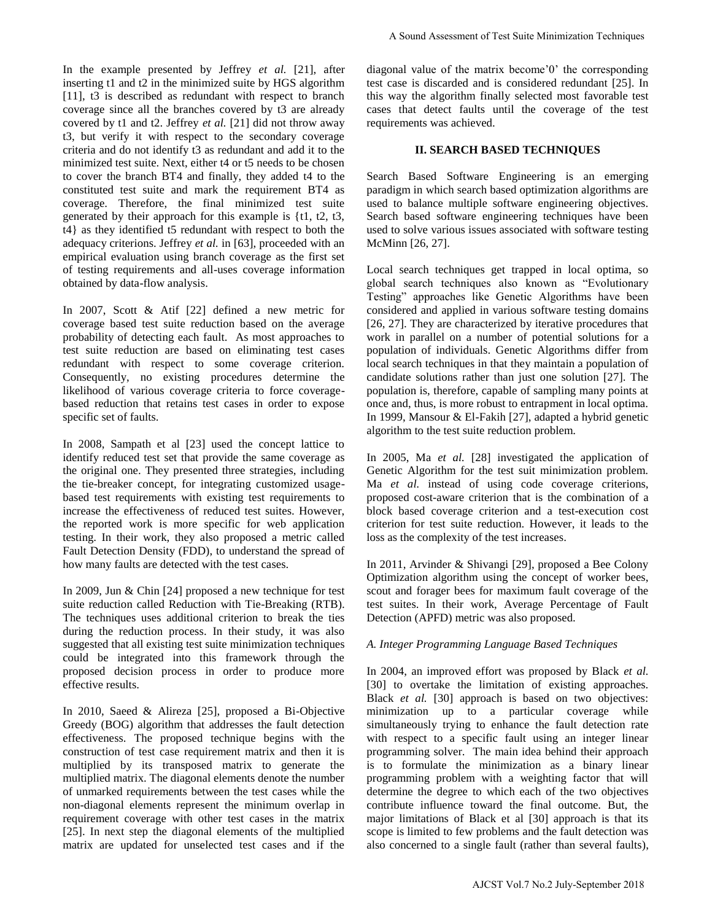In the example presented by Jeffrey *et al.* [21], after inserting t1 and t2 in the minimized suite by HGS algorithm [11], t3 is described as redundant with respect to branch coverage since all the branches covered by t3 are already covered by t1 and t2. Jeffrey *et al.* [21] did not throw away t3, but verify it with respect to the secondary coverage criteria and do not identify t3 as redundant and add it to the minimized test suite. Next, either t4 or t5 needs to be chosen to cover the branch BT4 and finally, they added t4 to the constituted test suite and mark the requirement BT4 as coverage. Therefore, the final minimized test suite generated by their approach for this example is {t1, t2, t3, t4} as they identified t5 redundant with respect to both the adequacy criterions. Jeffrey *et al.* in [63], proceeded with an empirical evaluation using branch coverage as the first set of testing requirements and all-uses coverage information obtained by data-flow analysis.

In 2007, Scott & Atif [22] defined a new metric for coverage based test suite reduction based on the average probability of detecting each fault. As most approaches to test suite reduction are based on eliminating test cases redundant with respect to some coverage criterion. Consequently, no existing procedures determine the likelihood of various coverage criteria to force coverage-based reduction that retains test cases in order to expose specific set of faults.

In 2008, Sampath et al [23] used the concept lattice to identify reduced test set that provide the same coverage as the original one. They presented three strategies, including the tie-breaker concept, for integrating customized usage-based test requirements with existing test requirements to increase the effectiveness of reduced test suites. However, the reported work is more specific for web application testing. In their work, they also proposed a metric called Fault Detection Density (FDD), to understand the spread of how many faults are detected with the test cases.

In 2009, Jun & Chin [24] proposed a new technique for test suite reduction called Reduction with Tie-Breaking (RTB). The techniques uses additional criterion to break the ties during the reduction process. In their study, it was also suggested that all existing test suite minimization techniques could be integrated into this framework through the proposed decision process in order to produce more effective results.

In 2010, Saeed & Alireza [25], proposed a Bi-Objective Greedy (BOG) algorithm that addresses the fault detection effectiveness. The proposed technique begins with the construction of test case requirement matrix and then it is multiplied by its transposed matrix to generate the multiplied matrix. The diagonal elements denote the number of unmarked requirements between the test cases while the non-diagonal elements represent the minimum overlap in requirement coverage with other test cases in the matrix [25]. In next step the diagonal elements of the multiplied matrix are updated for unselected test cases and if the diagonal value of the matrix become'0' the corresponding test case is discarded and is considered redundant [25]. In this way the algorithm finally selected most favorable test cases that detect faults until the coverage of the test requirements was achieved.

## II. SEARCH BASED TECHNIQUES

Search Based Software Engineering is an emerging paradigm in which search based optimization algorithms are used to balance multiple software engineering objectives. Search based software engineering techniques have been used to solve various issues associated with software testing McMinn [26, 27].

Local search techniques get trapped in local optima, so global search techniques also known as "Evolutionary Testing" approaches like Genetic Algorithms have been considered and applied in various software testing domains [26, 27]. They are characterized by iterative procedures that work in parallel on a number of potential solutions for a population of individuals. Genetic Algorithms differ from local search techniques in that they maintain a population of candidate solutions rather than just one solution [27]. The population is, therefore, capable of sampling many points at once and, thus, is more robust to entrapment in local optima. In 1999, Mansour & El-Fakih [27], adapted a hybrid genetic algorithm to the test suite reduction problem.

In 2005, Ma *et al.* [28] investigated the application of Genetic Algorithm for the test suit minimization problem. Ma *et al.* instead of using code coverage criterions, proposed cost-aware criterion that is the combination of a block based coverage criterion and a test-execution cost criterion for test suite reduction. However, it leads to the loss as the complexity of the test increases.

In 2011, Arvinder & Shivangi [29], proposed a Bee Colony Optimization algorithm using the concept of worker bees, scout and forager bees for maximum fault coverage of the test suites. In their work, Average Percentage of Fault Detection (APFD) metric was also proposed.

### *A. Integer Programming Language Based Techniques*

In 2004, an improved effort was proposed by Black *et al.* [30] to overtake the limitation of existing approaches. Black *et al.* [30] approach is based on two objectives: minimization up to a particular coverage while simultaneously trying to enhance the fault detection rate with respect to a specific fault using an integer linear programming solver. The main idea behind their approach is to formulate the minimization as a binary linear programming problem with a weighting factor that will determine the degree to which each of the two objectives contribute influence toward the final outcome. But, the major limitations of Black et al [30] approach is that its scope is limited to few problems and the fault detection was also concerned to a single fault (rather than several faults),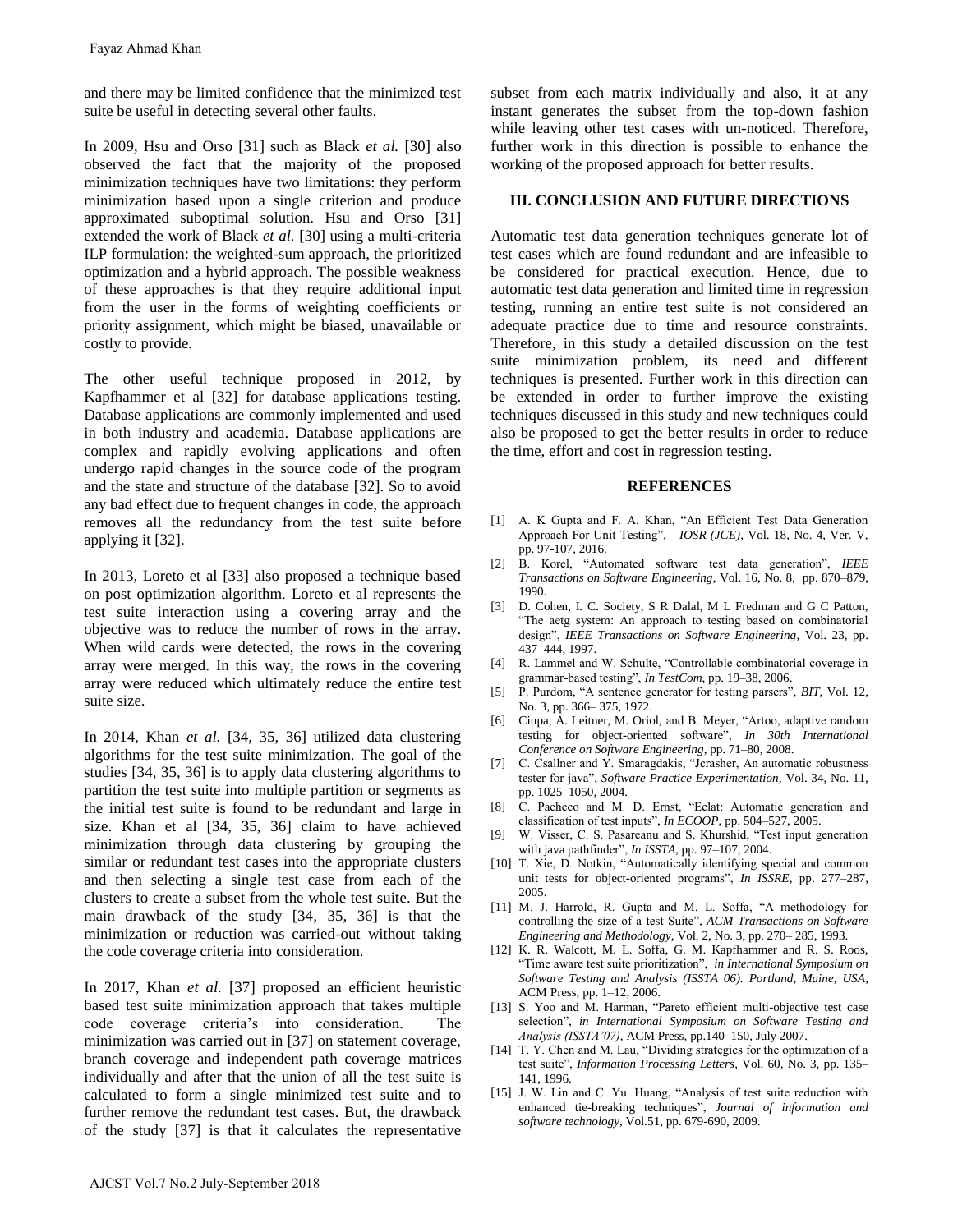and there may be limited confidence that the minimized test suite be useful in detecting several other faults.

In 2009, Hsu and Orso [31] such as Black *et al.* [30] also observed the fact that the majority of the proposed minimization techniques have two limitations: they perform minimization based upon a single criterion and produce approximated suboptimal solution. Hsu and Orso [31] extended the work of Black *et al.* [30] using a multi-criteria ILP formulation: the weighted-sum approach, the prioritized optimization and a hybrid approach. The possible weakness of these approaches is that they require additional input from the user in the forms of weighting coefficients or priority assignment, which might be biased, unavailable or costly to provide.

The other useful technique proposed in 2012, by Kapfhammer et al [32] for database applications testing. Database applications are commonly implemented and used in both industry and academia. Database applications are complex and rapidly evolving applications and often undergo rapid changes in the source code of the program and the state and structure of the database [32]. So to avoid any bad effect due to frequent changes in code, the approach removes all the redundancy from the test suite before applying it [32].

In 2013, Loreto et al [33] also proposed a technique based on post optimization algorithm. Loreto et al represents the test suite interaction using a covering array and the objective was to reduce the number of rows in the array. When wild cards were detected, the rows in the covering array were merged. In this way, the rows in the covering array were reduced which ultimately reduce the entire test suite size.

In 2014, Khan *et al.* [34, 35, 36] utilized data clustering algorithms for the test suite minimization. The goal of the studies [34, 35, 36] is to apply data clustering algorithms to partition the test suite into multiple partition or segments as the initial test suite is found to be redundant and large in size. Khan et al [34, 35, 36] claim to have achieved minimization through data clustering by grouping the similar or redundant test cases into the appropriate clusters and then selecting a single test case from each of the clusters to create a subset from the whole test suite. But the main drawback of the study [34, 35, 36] is that the minimization or reduction was carried-out without taking the code coverage criteria into consideration.

In 2017, Khan *et al.* [37] proposed an efficient heuristic based test suite minimization approach that takes multiple code coverage criteria's into consideration. The minimization was carried out in [37] on statement coverage, branch coverage and independent path coverage matrices individually and after that the union of all the test suite is calculated to form a single minimized test suite and to further remove the redundant test cases. But, the drawback of the study [37] is that it calculates the representative subset from each matrix individually and also, it at any instant generates the subset from the top-down fashion while leaving other test cases with un-noticed. Therefore, further work in this direction is possible to enhance the working of the proposed approach for better results.

## III. CONCLUSION AND FUTURE DIRECTIONS

Automatic test data generation techniques generate lot of test cases which are found redundant and are infeasible to be considered for practical execution. Hence, due to automatic test data generation and limited time in regression testing, running an entire test suite is not considered an adequate practice due to time and resource constraints. Therefore, in this study a detailed discussion on the test suite minimization problem, its need and different techniques is presented. Further work in this direction can be extended in order to further improve the existing techniques discussed in this study and new techniques could also be proposed to get the better results in order to reduce the time, effort and cost in regression testing.

## REFERENCES

[1] A. K Gupta and F. A. Khan, "An Efficient Test Data Generation Approach For Unit Testing", *IOSR (JCE)*, Vol. 18, No. 4, Ver. V, pp. 97-107, 2016.

[2] B. Korel, "Automated software test data generation", *IEEE Transactions on Software Engineering*, Vol. 16, No. 8, pp. 870–879, 1990.

[3] D. Cohen, I. C. Society, S R Dalal, M L Fredman and G C Patton, "The aetg system: An approach to testing based on combinatorial design", *IEEE Transactions on Software Engineering*, Vol. 23, pp. 437–444, 1997.

[4] R. Lammel and W. Schulte, "Controllable combinatorial coverage in grammar-based testing", *In TestCom*, pp. 19–38, 2006.

[5] P. Purdom, "A sentence generator for testing parsers", *BIT*, Vol. 12, No. 3, pp. 366– 375, 1972.

[6] Ciupa, A. Leitner, M. Oriol, and B. Meyer, "Artoo, adaptive random testing for object-oriented software", *In 30th International Conference on Software Engineering*, pp. 71–80, 2008.

[7] C. Csallner and Y. Smaragdakis, "Jcrasher, An automatic robustness tester for java", *Software Practice Experimentation*, Vol. 34, No. 11, pp. 1025–1050, 2004.

[8] C. Pacheco and M. D. Ernst, "Eclat: Automatic generation and classification of test inputs", *In ECOOP*, pp. 504–527, 2005.

[9] W. Visser, C. S. Pasareanu and S. Khurshid, "Test input generation with java pathfinder", *In ISSTA*, pp. 97–107, 2004.

[10] T. Xie, D. Notkin, "Automatically identifying special and common unit tests for object-oriented programs", *In ISSRE*, pp. 277–287, 2005.

[11] M. J. Harrold, R. Gupta and M. L. Soffa, "A methodology for controlling the size of a test Suite", *ACM Transactions on Software Engineering and Methodology*, Vol. 2, No. 3, pp. 270– 285, 1993.

[12] K. R. Walcott, M. L. Soffa, G. M. Kapfhammer and R. S. Roos, "Time aware test suite prioritization", *in International Symposium on Software Testing and Analysis (ISSTA 06). Portland, Maine, USA*, ACM Press, pp. 1–12, 2006.

[13] S. Yoo and M. Harman, "Pareto efficient multi-objective test case selection", *in International Symposium on Software Testing and Analysis (ISSTA'07)*, ACM Press, pp.140–150, July 2007.

[14] T. Y. Chen and M. Lau, "Dividing strategies for the optimization of a test suite", *Information Processing Letters*, Vol. 60, No. 3, pp. 135–141, 1996.

[15] J. W. Lin and C. Yu. Huang, "Analysis of test suite reduction with enhanced tie-breaking techniques", *Journal of information and software technology*, Vol.51, pp. 679-690, 2009.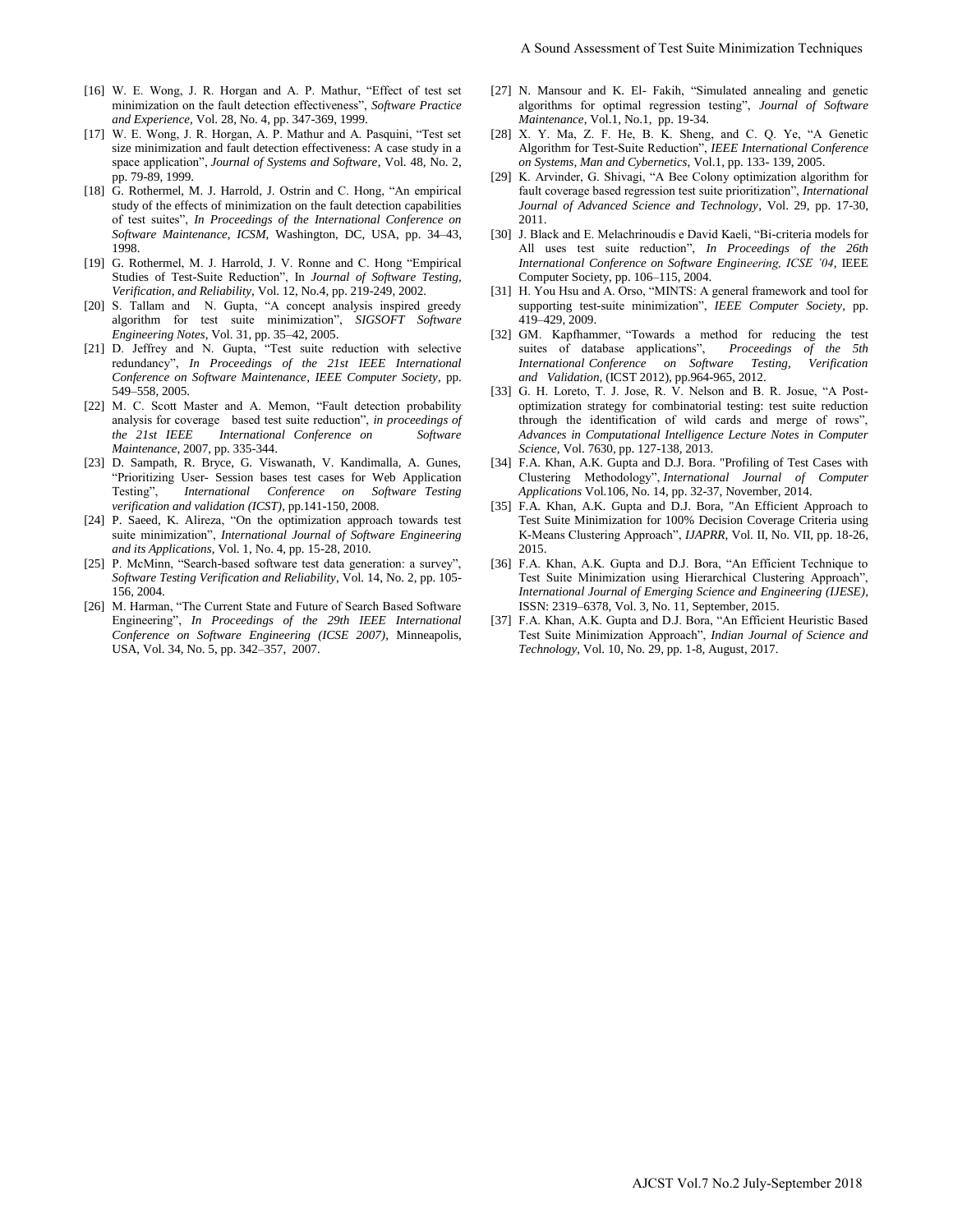[16] W. E. Wong, J. R. Horgan and A. P. Mathur, "Effect of test set minimization on the fault detection effectiveness", *Software Practice and Experience*, Vol. 28, No. 4, pp. 347-369, 1999.

[17] W. E. Wong, J. R. Horgan, A. P. Mathur and A. Pasquini, "Test set size minimization and fault detection effectiveness: A case study in a space application", *Journal of Systems and Software*, Vol. 48, No. 2, pp. 79-89, 1999.

[18] G. Rothermel, M. J. Harrold, J. Ostrin and C. Hong, "An empirical study of the effects of minimization on the fault detection capabilities of test suites", *In Proceedings of the International Conference on Software Maintenance, ICSM*, Washington, DC, USA, pp. 34–43, 1998.

[19] G. Rothermel, M. J. Harrold, J. V. Ronne and C. Hong "Empirical Studies of Test-Suite Reduction", In *Journal of Software Testing, Verification, and Reliability*, Vol. 12, No.4, pp. 219-249, 2002.

[20] S. Tallam and N. Gupta, "A concept analysis inspired greedy algorithm for test suite minimization", *SIGSOFT Software Engineering Notes*, Vol. 31, pp. 35–42, 2005.

[21] D. Jeffrey and N. Gupta, "Test suite reduction with selective redundancy", *In Proceedings of the 21st IEEE International Conference on Software Maintenance, IEEE Computer Society*, pp. 549–558, 2005.

[22] M. C. Scott Master and A. Memon, "Fault detection probability analysis for coverage based test suite reduction", *in proceedings of the 21st IEEE International Conference on Software Maintenance*, 2007, pp. 335-344.

[23] D. Sampath, R. Bryce, G. Viswanath, V. Kandimalla, A. Gunes, "Prioritizing User- Session bases test cases for Web Application Testing", *International Conference on Software Testing verification and validation (ICST)*, pp.141-150, 2008.

[24] P. Saeed, K. Alireza, "On the optimization approach towards test suite minimization", *International Journal of Software Engineering and its Applications*, Vol. 1, No. 4, pp. 15-28, 2010.

[25] P. McMinn, "Search-based software test data generation: a survey", *Software Testing Verification and Reliability*, Vol. 14, No. 2, pp. 105-156, 2004.

[26] M. Harman, "The Current State and Future of Search Based Software Engineering", *In Proceedings of the 29th IEEE International Conference on Software Engineering (ICSE 2007)*, Minneapolis, USA, Vol. 34, No. 5, pp. 342–357, 2007.

[27] N. Mansour and K. El- Fakih, "Simulated annealing and genetic algorithms for optimal regression testing", *Journal of Software Maintenance*, Vol.1, No.1, pp. 19-34.

[28] X. Y. Ma, Z. F. He, B. K. Sheng, and C. Q. Ye, "A Genetic Algorithm for Test-Suite Reduction", *IEEE International Conference on Systems, Man and Cybernetics*, Vol.1, pp. 133- 139, 2005.

[29] K. Arvinder, G. Shivagi, "A Bee Colony optimization algorithm for fault coverage based regression test suite prioritization", *International Journal of Advanced Science and Technology*, Vol. 29, pp. 17-30, 2011.

[30] J. Black and E. Melachrinoudis e David Kaeli, "Bi-criteria models for All uses test suite reduction", *In Proceedings of the 26th International Conference on Software Engineering, ICSE '04*, IEEE Computer Society, pp. 106–115, 2004.

[31] H. You Hsu and A. Orso, "MINTS: A general framework and tool for supporting test-suite minimization", *IEEE Computer Society*, pp. 419–429, 2009.

[32] GM. Kapfhammer, "Towards a method for reducing the test suites of database applications", *Proceedings of the 5th International Conference on Software Testing, Verification and Validation*, (ICST 2012), pp.964-965, 2012.

[33] G. H. Loreto, T. J. Jose, R. V. Nelson and B. R. Josue, "A Post-optimization strategy for combinatorial testing: test suite reduction through the identification of wild cards and merge of rows", *Advances in Computational Intelligence Lecture Notes in Computer Science*, Vol. 7630, pp. 127-138, 2013.

[34] F.A. Khan, A.K. Gupta and D.J. Bora. "Profiling of Test Cases with Clustering Methodology", *International Journal of Computer Applications* Vol.106, No. 14, pp. 32-37, November, 2014.

[35] F.A. Khan, A.K. Gupta and D.J. Bora, "An Efficient Approach to Test Suite Minimization for 100% Decision Coverage Criteria using K-Means Clustering Approach", *IJAPRR*, Vol. II, No. VII, pp. 18-26, 2015.

[36] F.A. Khan, A.K. Gupta and D.J. Bora, "An Efficient Technique to Test Suite Minimization using Hierarchical Clustering Approach", *International Journal of Emerging Science and Engineering (IJESE)*, ISSN: 2319–6378, Vol. 3, No. 11, September, 2015.

[37] F.A. Khan, A.K. Gupta and D.J. Bora, "An Efficient Heuristic Based Test Suite Minimization Approach", *Indian Journal of Science and Technology*, Vol. 10, No. 29, pp. 1-8, August, 2017.